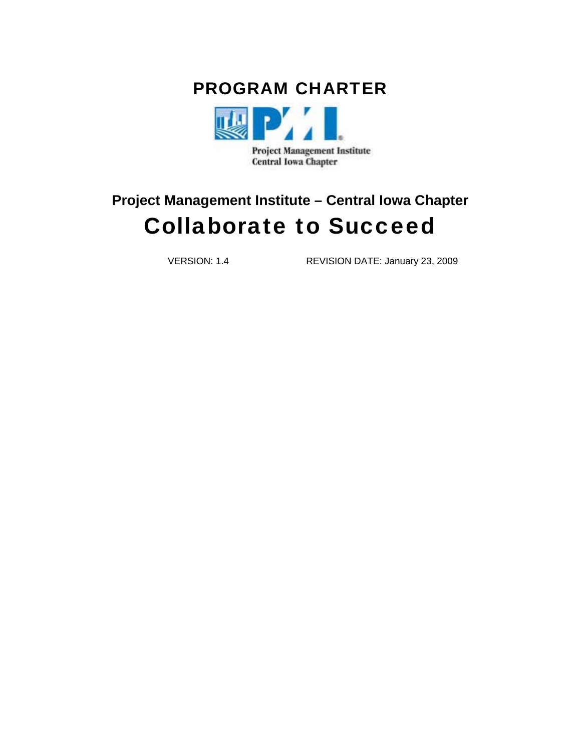# PROGRAM CHARTER

Project Management Institute
Central Iowa Chapter

## Project Management Institute – Central Iowa Chapter

# Collaborate to Succeed

VERSION: 1.4 REVISION DATE: January 23, 2009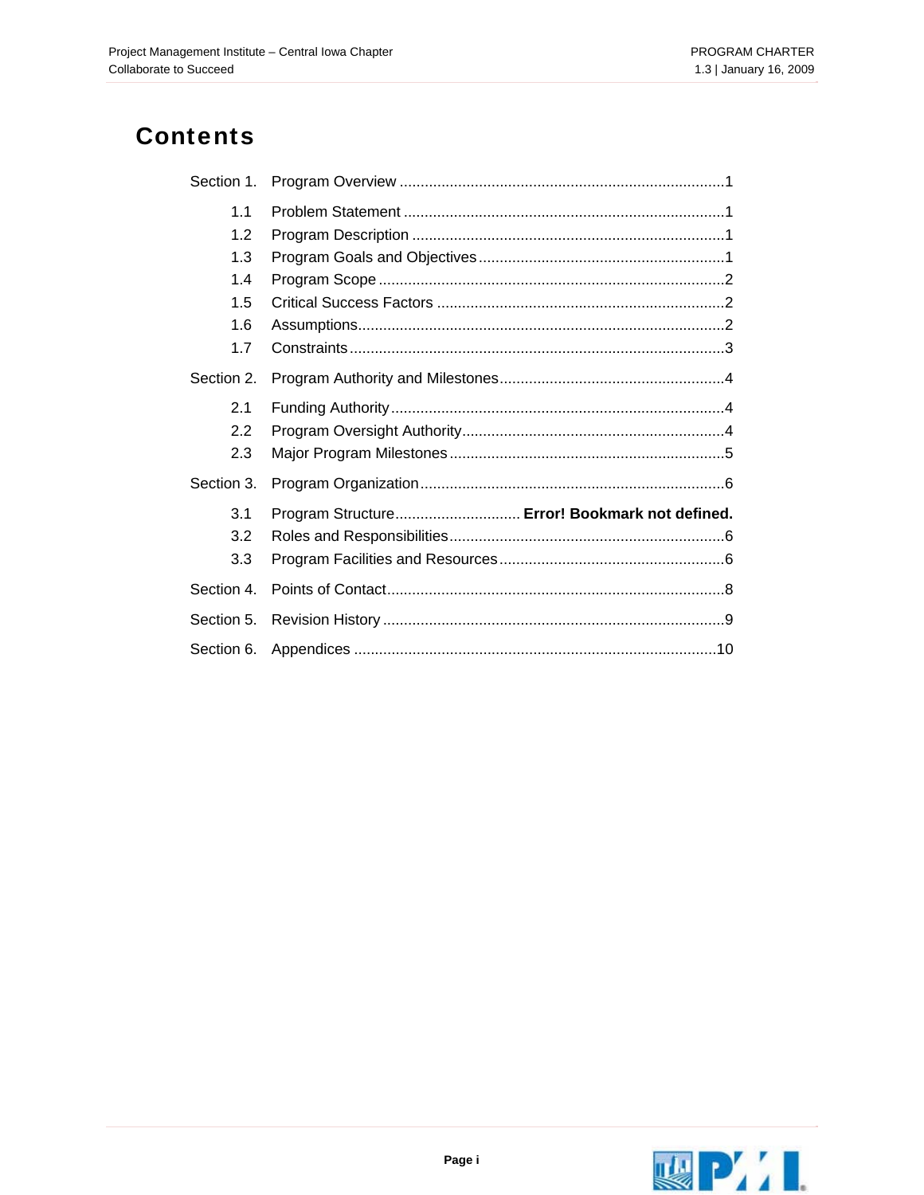# Contents

Section 1. Program Overview ..... 1

- 1.1 Problem Statement ..... 1
- 1.2 Program Description ..... 1
- 1.3 Program Goals and Objectives ..... 1
- 1.4 Program Scope ..... 2
- 1.5 Critical Success Factors ..... 2
- 1.6 Assumptions ..... 2
- 1.7 Constraints ..... 3

Section 2. Program Authority and Milestones ..... 4

- 2.1 Funding Authority ..... 4
- 2.2 Program Oversight Authority ..... 4
- 2.3 Major Program Milestones ..... 5

Section 3. Program Organization ..... 6

- 3.1 Program Structure ..... **Error! Bookmark not defined.**
- 3.2 Roles and Responsibilities ..... 6
- 3.3 Program Facilities and Resources ..... 6

Section 4. Points of Contact ..... 8

Section 5. Revision History ..... 9

Section 6. Appendices ..... 10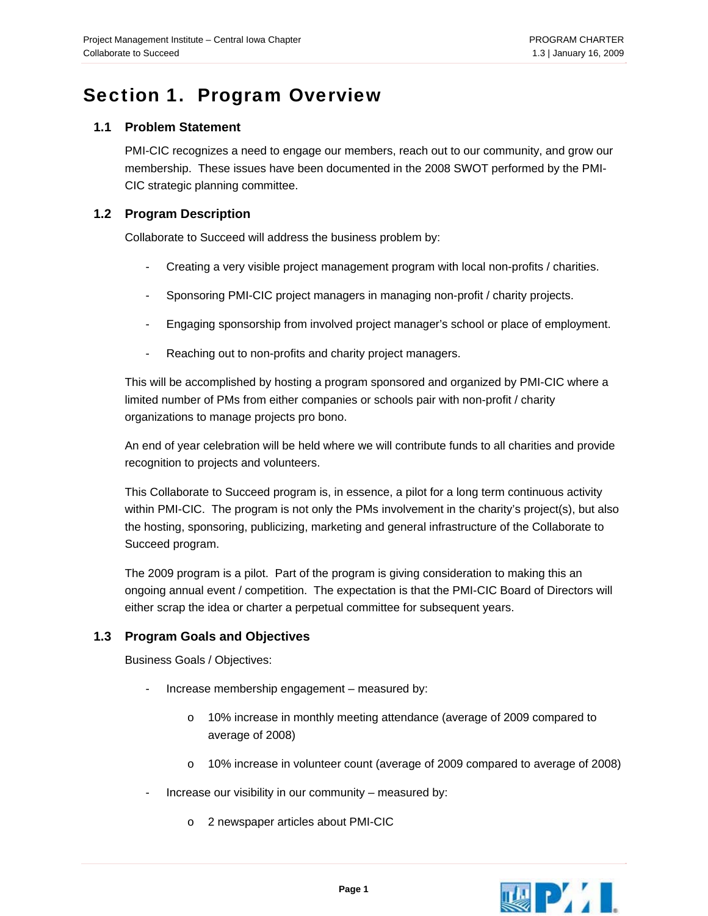# Section 1. Program Overview

## 1.1 Problem Statement

PMI-CIC recognizes a need to engage our members, reach out to our community, and grow our membership. These issues have been documented in the 2008 SWOT performed by the PMI-CIC strategic planning committee.

## 1.2 Program Description

Collaborate to Succeed will address the business problem by:

- Creating a very visible project management program with local non-profits / charities.
- Sponsoring PMI-CIC project managers in managing non-profit / charity projects.
- Engaging sponsorship from involved project manager's school or place of employment.
- Reaching out to non-profits and charity project managers.

This will be accomplished by hosting a program sponsored and organized by PMI-CIC where a limited number of PMs from either companies or schools pair with non-profit / charity organizations to manage projects pro bono.

An end of year celebration will be held where we will contribute funds to all charities and provide recognition to projects and volunteers.

This Collaborate to Succeed program is, in essence, a pilot for a long term continuous activity within PMI-CIC. The program is not only the PMs involvement in the charity's project(s), but also the hosting, sponsoring, publicizing, marketing and general infrastructure of the Collaborate to Succeed program.

The 2009 program is a pilot. Part of the program is giving consideration to making this an ongoing annual event / competition. The expectation is that the PMI-CIC Board of Directors will either scrap the idea or charter a perpetual committee for subsequent years.

## 1.3 Program Goals and Objectives

Business Goals / Objectives:

- Increase membership engagement – measured by:
  - 10% increase in monthly meeting attendance (average of 2009 compared to average of 2008)
  - 10% increase in volunteer count (average of 2009 compared to average of 2008)
- Increase our visibility in our community – measured by:
  - 2 newspaper articles about PMI-CIC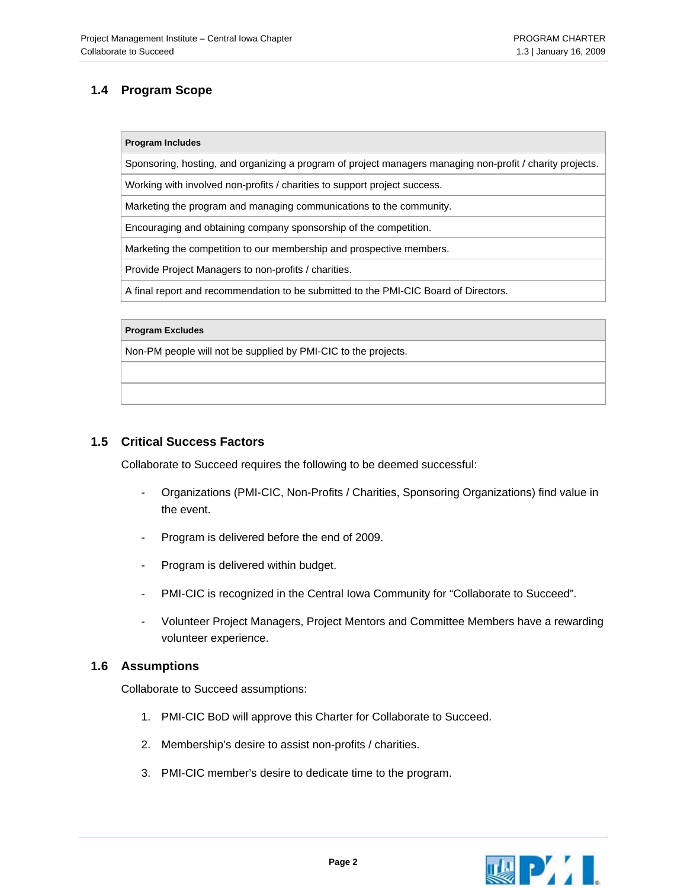## 1.4 Program Scope

| Program Includes |
|---|
| Sponsoring, hosting, and organizing a program of project managers managing non-profit / charity projects. |
| Working with involved non-profits / charities to support project success. |
| Marketing the program and managing communications to the community. |
| Encouraging and obtaining company sponsorship of the competition. |
| Marketing the competition to our membership and prospective members. |
| Provide Project Managers to non-profits / charities. |
| A final report and recommendation to be submitted to the PMI-CIC Board of Directors. |

| Program Excludes |
|---|
| Non-PM people will not be supplied by PMI-CIC to the projects. |
| |
| |

## 1.5 Critical Success Factors

Collaborate to Succeed requires the following to be deemed successful:

- Organizations (PMI-CIC, Non-Profits / Charities, Sponsoring Organizations) find value in the event.
- Program is delivered before the end of 2009.
- Program is delivered within budget.
- PMI-CIC is recognized in the Central Iowa Community for "Collaborate to Succeed".
- Volunteer Project Managers, Project Mentors and Committee Members have a rewarding volunteer experience.

## 1.6 Assumptions

Collaborate to Succeed assumptions:

1. PMI-CIC BoD will approve this Charter for Collaborate to Succeed.
2. Membership's desire to assist non-profits / charities.
3. PMI-CIC member's desire to dedicate time to the program.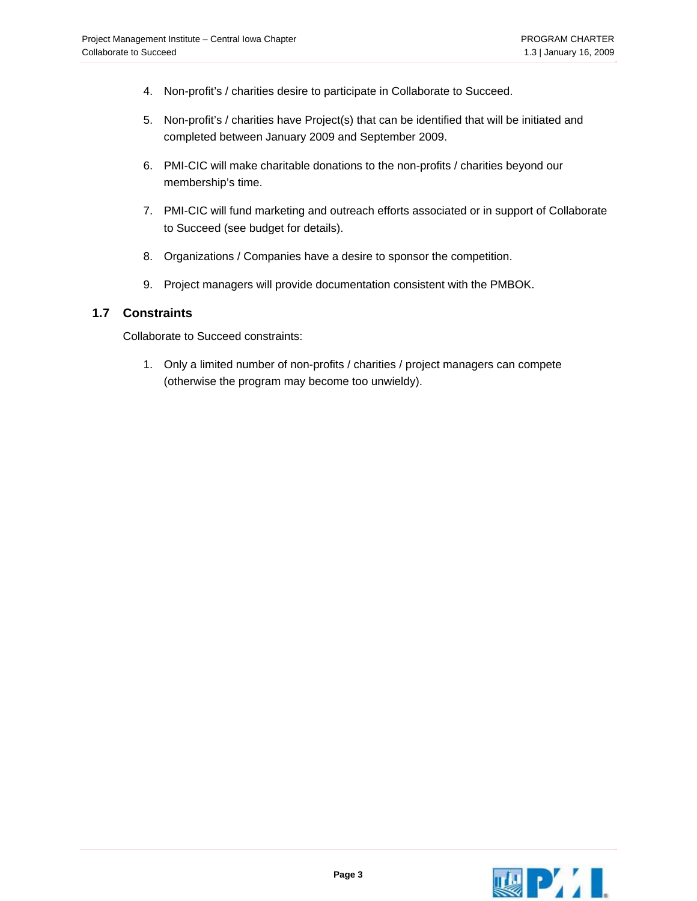4. Non-profit's / charities desire to participate in Collaborate to Succeed.

5. Non-profit's / charities have Project(s) that can be identified that will be initiated and completed between January 2009 and September 2009.

6. PMI-CIC will make charitable donations to the non-profits / charities beyond our membership's time.

7. PMI-CIC will fund marketing and outreach efforts associated or in support of Collaborate to Succeed (see budget for details).

8. Organizations / Companies have a desire to sponsor the competition.

9. Project managers will provide documentation consistent with the PMBOK.

## 1.7 Constraints

Collaborate to Succeed constraints:

1. Only a limited number of non-profits / charities / project managers can compete (otherwise the program may become too unwieldy).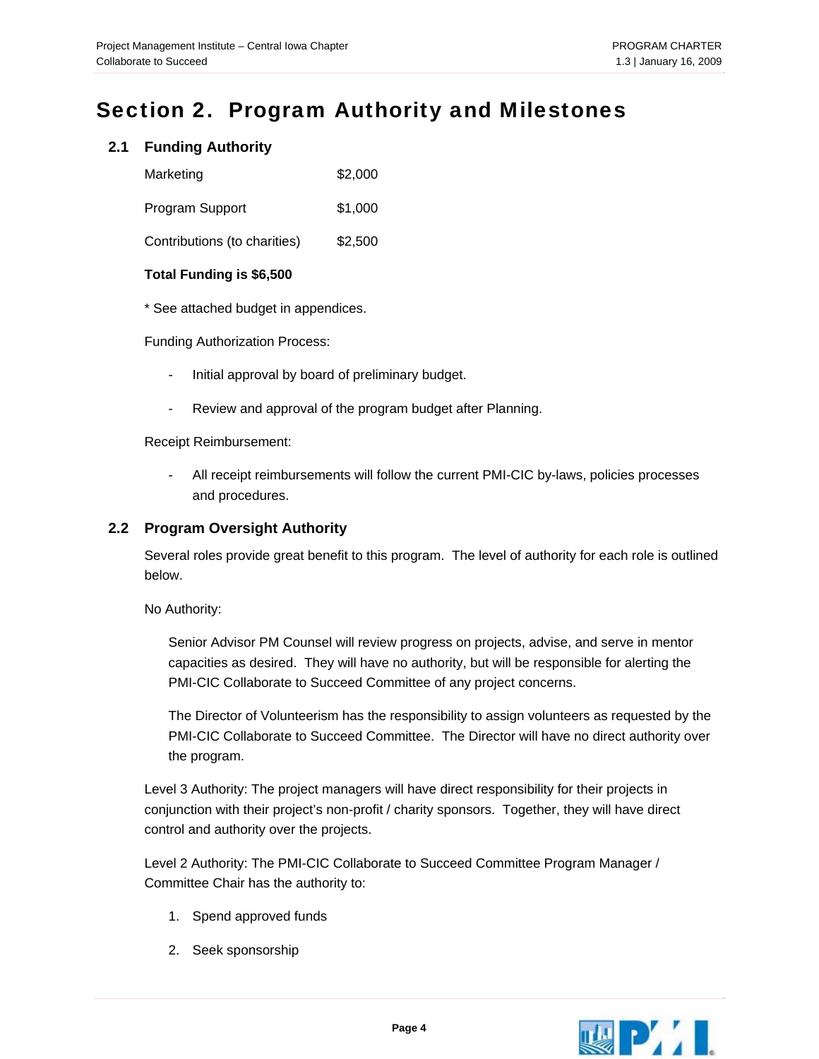# Section 2. Program Authority and Milestones

## 2.1 Funding Authority

| | |
|---|---|
| Marketing | $2,000 |
| Program Support | $1,000 |
| Contributions (to charities) | $2,500 |

**Total Funding is $6,500**

* See attached budget in appendices.

Funding Authorization Process:

- Initial approval by board of preliminary budget.
- Review and approval of the program budget after Planning.

Receipt Reimbursement:

- All receipt reimbursements will follow the current PMI-CIC by-laws, policies processes and procedures.

## 2.2 Program Oversight Authority

Several roles provide great benefit to this program. The level of authority for each role is outlined below.

No Authority:

Senior Advisor PM Counsel will review progress on projects, advise, and serve in mentor capacities as desired. They will have no authority, but will be responsible for alerting the PMI-CIC Collaborate to Succeed Committee of any project concerns.

The Director of Volunteerism has the responsibility to assign volunteers as requested by the PMI-CIC Collaborate to Succeed Committee. The Director will have no direct authority over the program.

Level 3 Authority: The project managers will have direct responsibility for their projects in conjunction with their project's non-profit / charity sponsors. Together, they will have direct control and authority over the projects.

Level 2 Authority: The PMI-CIC Collaborate to Succeed Committee Program Manager / Committee Chair has the authority to:

1. Spend approved funds
2. Seek sponsorship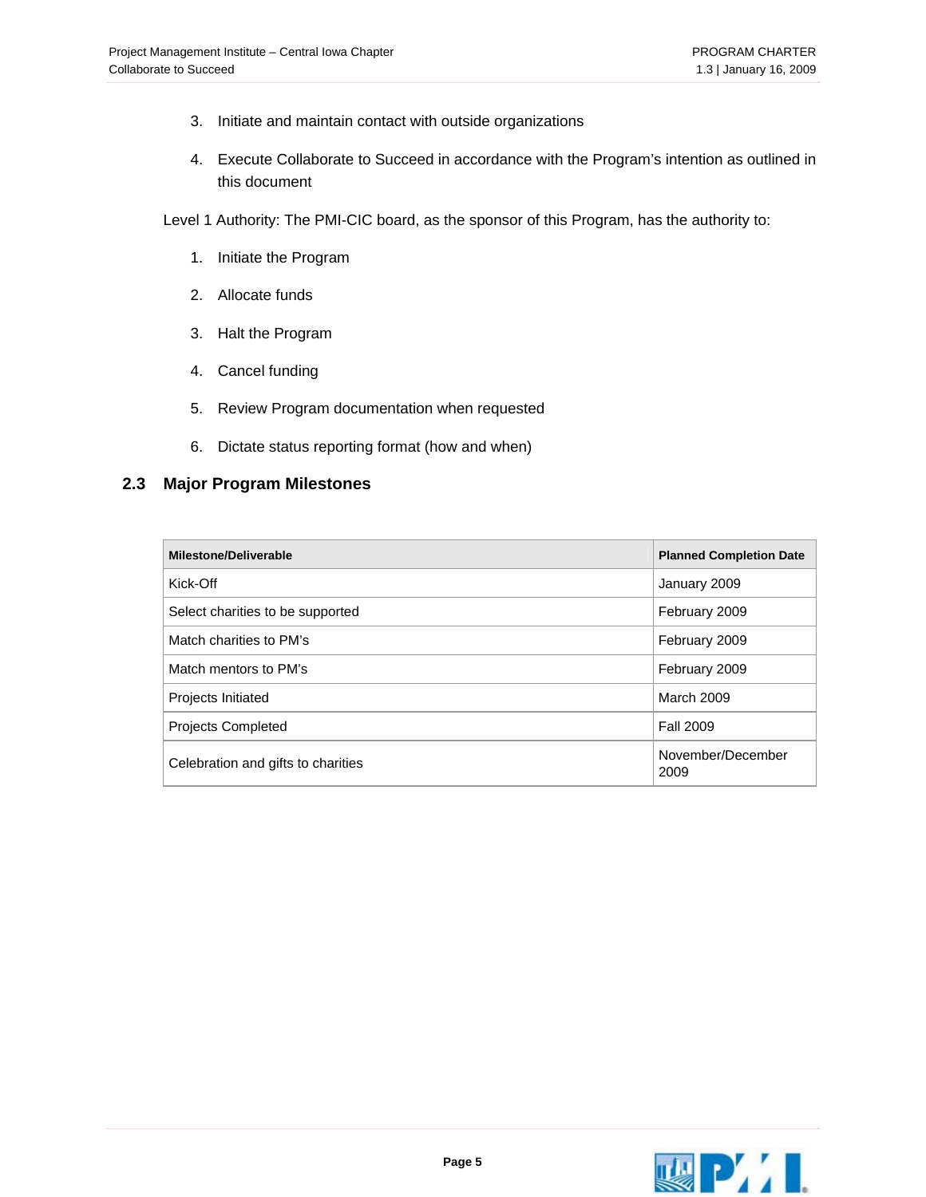3. Initiate and maintain contact with outside organizations
4. Execute Collaborate to Succeed in accordance with the Program's intention as outlined in this document

Level 1 Authority: The PMI-CIC board, as the sponsor of this Program, has the authority to:

1. Initiate the Program
2. Allocate funds
3. Halt the Program
4. Cancel funding
5. Review Program documentation when requested
6. Dictate status reporting format (how and when)

## 2.3 Major Program Milestones

| Milestone/Deliverable | Planned Completion Date |
|---|---|
| Kick-Off | January 2009 |
| Select charities to be supported | February 2009 |
| Match charities to PM's | February 2009 |
| Match mentors to PM's | February 2009 |
| Projects Initiated | March 2009 |
| Projects Completed | Fall 2009 |
| Celebration and gifts to charities | November/December 2009 |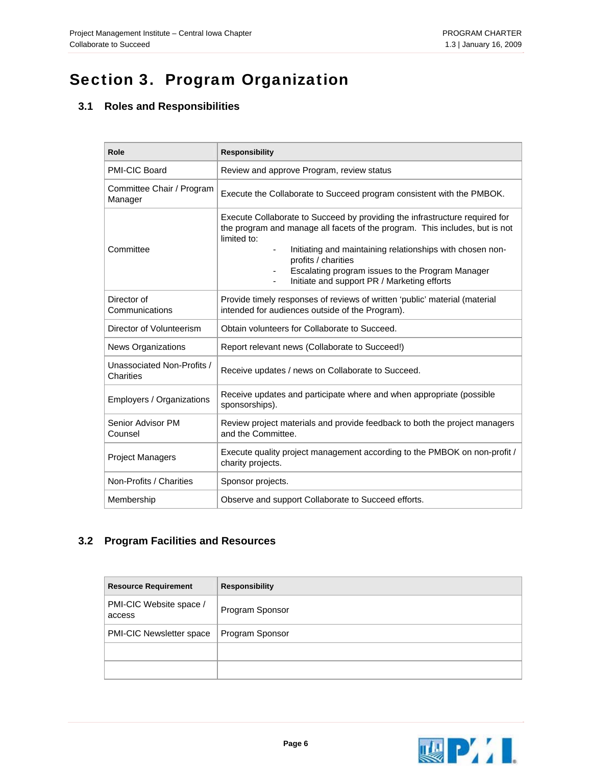# Section 3. Program Organization

## 3.1 Roles and Responsibilities

| Role | Responsibility |
|---|---|
| PMI-CIC Board | Review and approve Program, review status |
| Committee Chair / Program Manager | Execute the Collaborate to Succeed program consistent with the PMBOK. |
| Committee | Execute Collaborate to Succeed by providing the infrastructure required for the program and manage all facets of the program. This includes, but is not limited to:<br>- Initiating and maintaining relationships with chosen non-profits / charities<br>- Escalating program issues to the Program Manager<br>- Initiate and support PR / Marketing efforts |
| Director of Communications | Provide timely responses of reviews of written 'public' material (material intended for audiences outside of the Program). |
| Director of Volunteerism | Obtain volunteers for Collaborate to Succeed. |
| News Organizations | Report relevant news (Collaborate to Succeed!) |
| Unassociated Non-Profits / Charities | Receive updates / news on Collaborate to Succeed. |
| Employers / Organizations | Receive updates and participate where and when appropriate (possible sponsorships). |
| Senior Advisor PM Counsel | Review project materials and provide feedback to both the project managers and the Committee. |
| Project Managers | Execute quality project management according to the PMBOK on non-profit / charity projects. |
| Non-Profits / Charities | Sponsor projects. |
| Membership | Observe and support Collaborate to Succeed efforts. |

## 3.2 Program Facilities and Resources

| Resource Requirement | Responsibility |
|---|---|
| PMI-CIC Website space / access | Program Sponsor |
| PMI-CIC Newsletter space | Program Sponsor |
| | |
| | |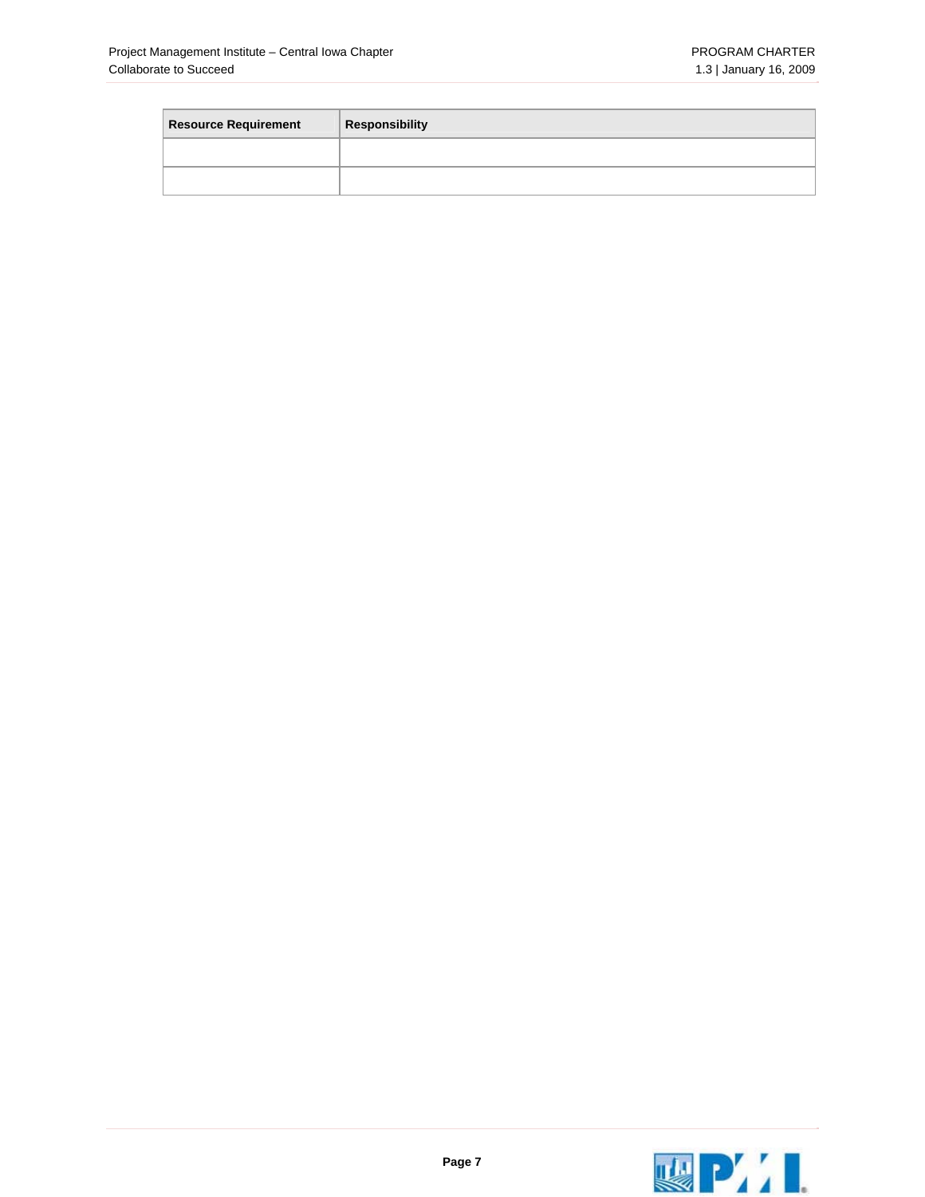| Resource Requirement | Responsibility |
| --- | --- |
| | |
| | |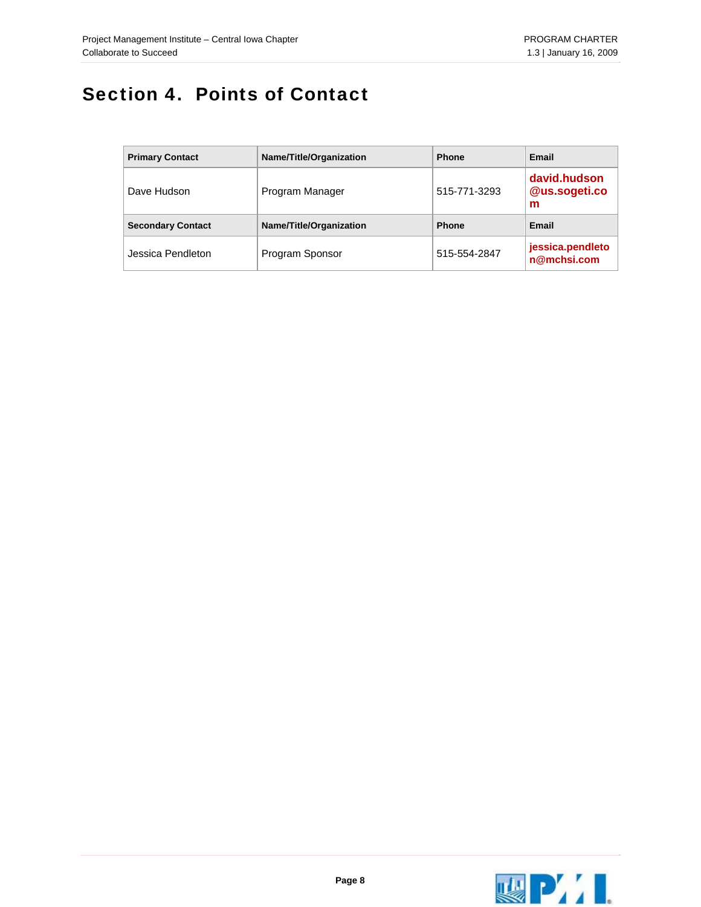# Section 4. Points of Contact

| Primary Contact | Name/Title/Organization | Phone | Email |
|---|---|---|---|
| Dave Hudson | Program Manager | 515-771-3293 | **david.hudson@us.sogeti.com** |
| **Secondary Contact** | **Name/Title/Organization** | **Phone** | **Email** |
| Jessica Pendleton | Program Sponsor | 515-554-2847 | **jessica.pendleton@mchsi.com** |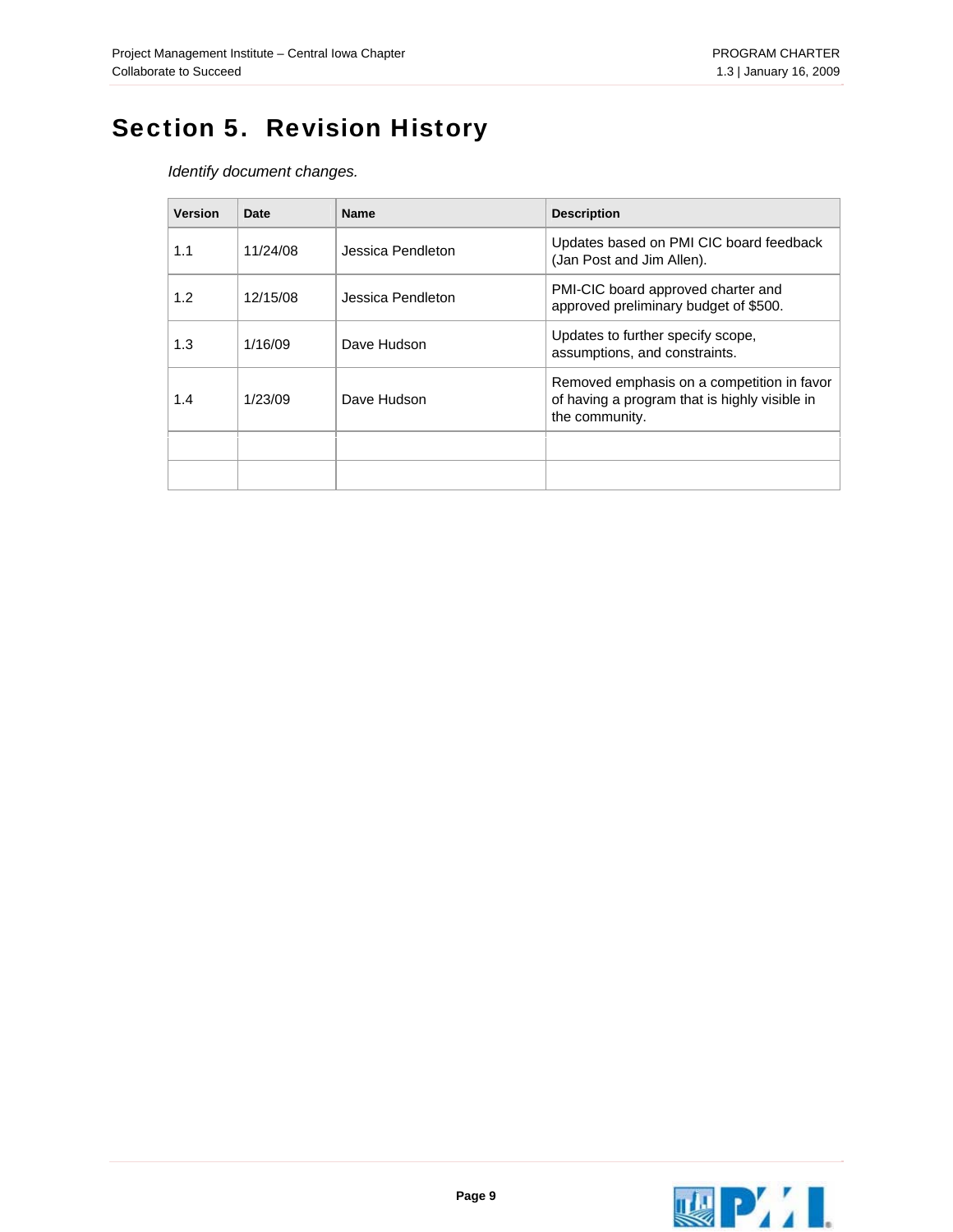# Section 5. Revision History

*Identify document changes.*

| Version | Date | Name | Description |
|---|---|---|---|
| 1.1 | 11/24/08 | Jessica Pendleton | Updates based on PMI CIC board feedback (Jan Post and Jim Allen). |
| 1.2 | 12/15/08 | Jessica Pendleton | PMI-CIC board approved charter and approved preliminary budget of $500. |
| 1.3 | 1/16/09 | Dave Hudson | Updates to further specify scope, assumptions, and constraints. |
| 1.4 | 1/23/09 | Dave Hudson | Removed emphasis on a competition in favor of having a program that is highly visible in the community. |
| | | | |
| | | | |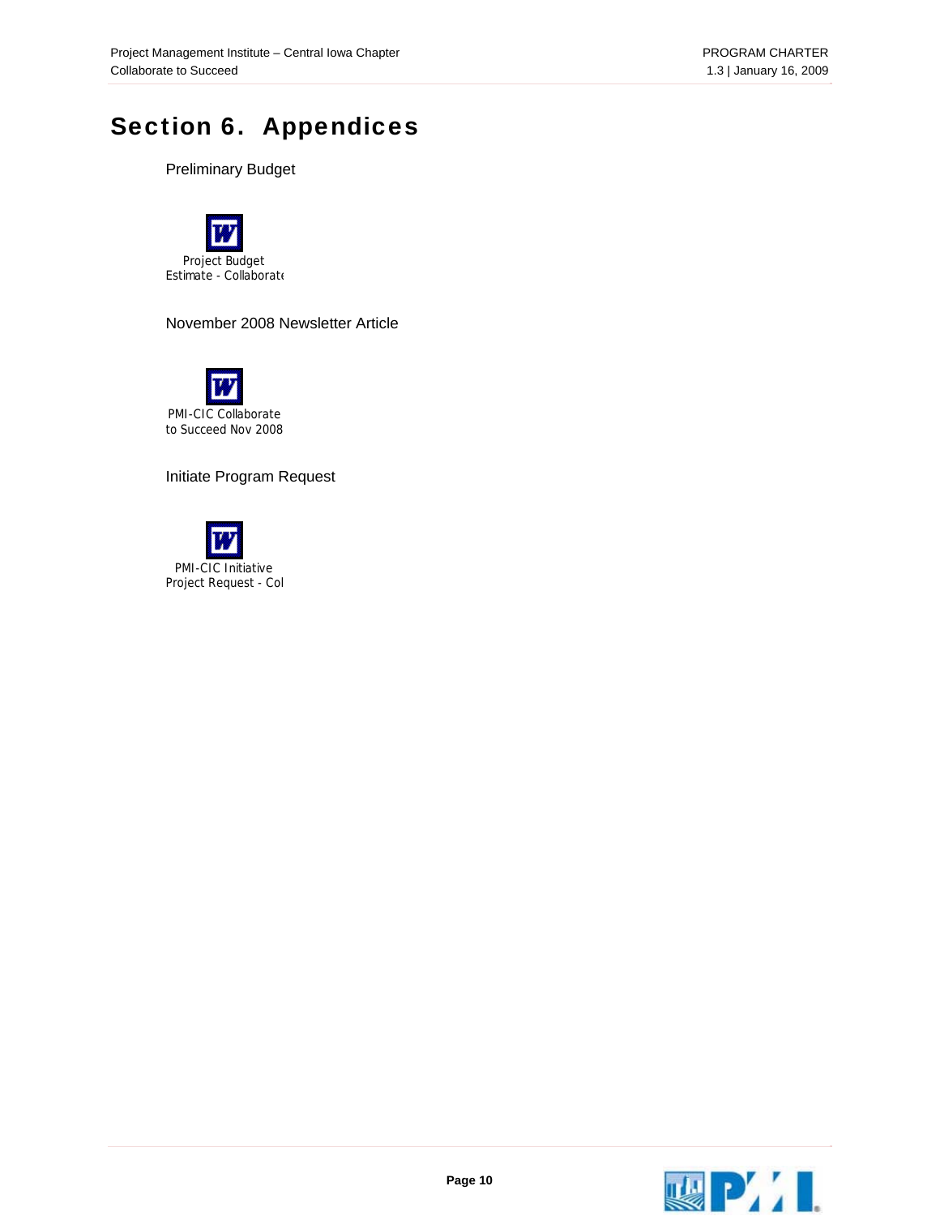# Section 6. Appendices

Preliminary Budget

Project Budget Estimate - Collaborate

November 2008 Newsletter Article

PMI-CIC Collaborate to Succeed Nov 2008

Initiate Program Request

PMI-CIC Initiative Project Request - Col